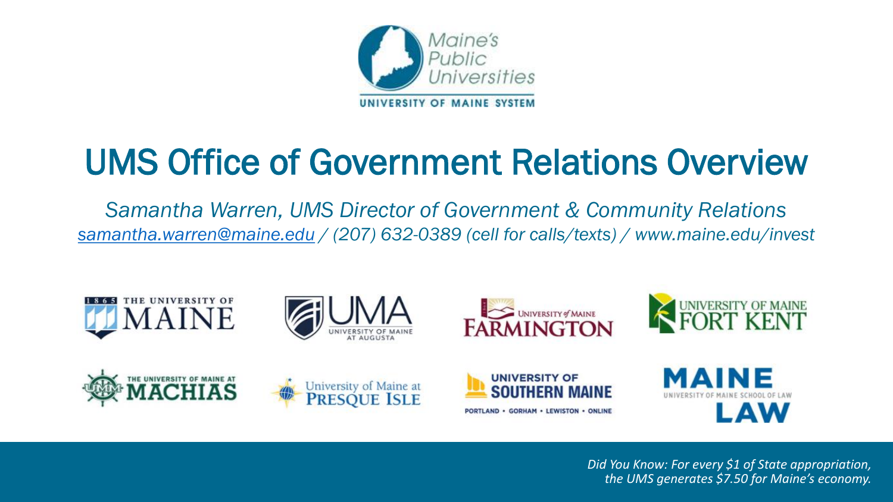Maine's Public Universities

UNIVERSITY OF MAINE SYSTEM

# UMS Office of Government Relations Overview

*Samantha Warren, UMS Director of Government & Community Relations*

*samantha.warren@maine.edu / (207) 632-0389 (cell for calls/texts) / www.maine.edu/invest*

1865 THE UNIVERSITY OF MAINE

UMA UNIVERSITY OF MAINE AT AUGUSTA

UNIVERSITY of MAINE FARMINGTON

UNIVERSITY OF MAINE FORT KENT

THE UNIVERSITY OF MAINE AT MACHIAS

University of Maine at Presque Isle

UNIVERSITY OF SOUTHERN MAINE

PORTLAND • GORHAM • LEWISTON • ONLINE

MAINE UNIVERSITY OF MAINE SCHOOL OF LAW LAW

*Did You Know: For every $1 of State appropriation, the UMS generates $7.50 for Maine's economy.*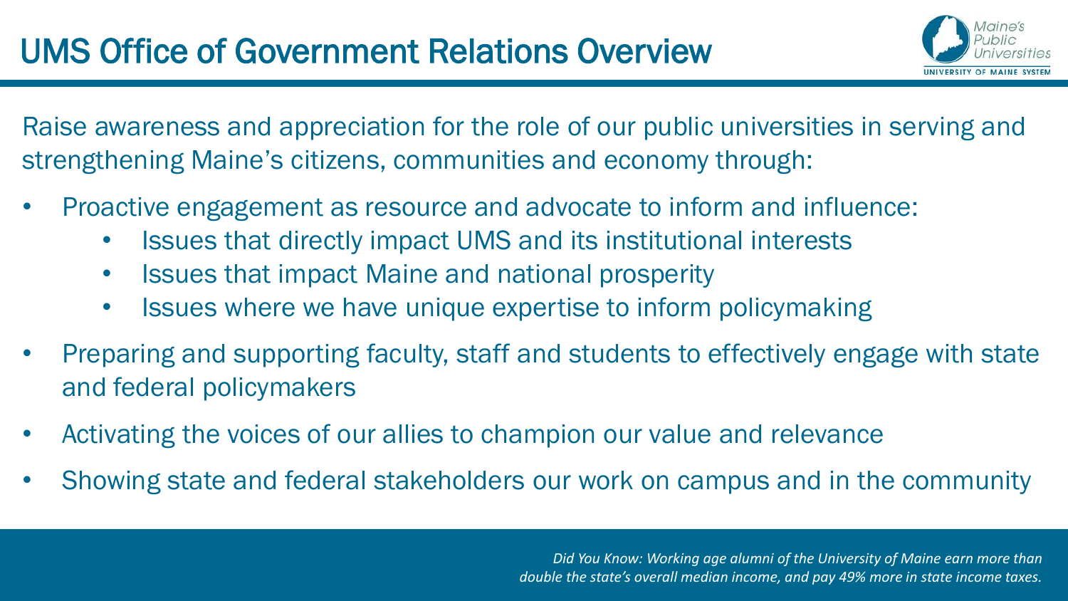# UMS Office of Government Relations Overview

Raise awareness and appreciation for the role of our public universities in serving and strengthening Maine's citizens, communities and economy through:

- Proactive engagement as resource and advocate to inform and influence:
  - Issues that directly impact UMS and its institutional interests
  - Issues that impact Maine and national prosperity
  - Issues where we have unique expertise to inform policymaking
- Preparing and supporting faculty, staff and students to effectively engage with state and federal policymakers
- Activating the voices of our allies to champion our value and relevance
- Showing state and federal stakeholders our work on campus and in the community

*Did You Know: Working age alumni of the University of Maine earn more than double the state's overall median income, and pay 49% more in state income taxes.*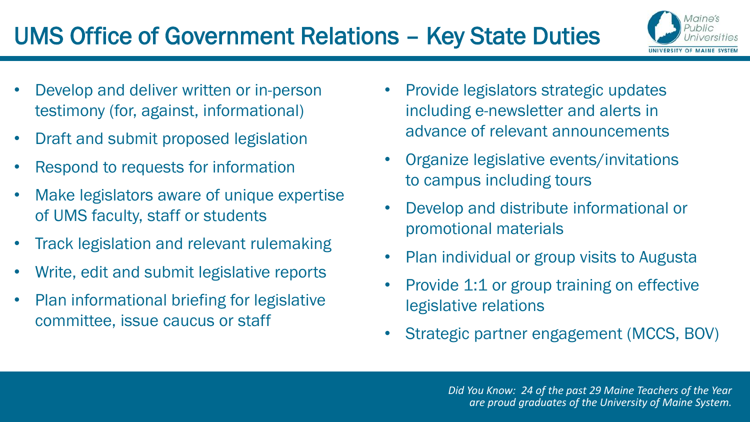# UMS Office of Government Relations – Key State Duties

- Develop and deliver written or in-person testimony (for, against, informational)
- Draft and submit proposed legislation
- Respond to requests for information
- Make legislators aware of unique expertise of UMS faculty, staff or students
- Track legislation and relevant rulemaking
- Write, edit and submit legislative reports
- Plan informational briefing for legislative committee, issue caucus or staff
- Provide legislators strategic updates including e-newsletter and alerts in advance of relevant announcements
- Organize legislative events/invitations to campus including tours
- Develop and distribute informational or promotional materials
- Plan individual or group visits to Augusta
- Provide 1:1 or group training on effective legislative relations
- Strategic partner engagement (MCCS, BOV)

*Did You Know: 24 of the past 29 Maine Teachers of the Year are proud graduates of the University of Maine System.*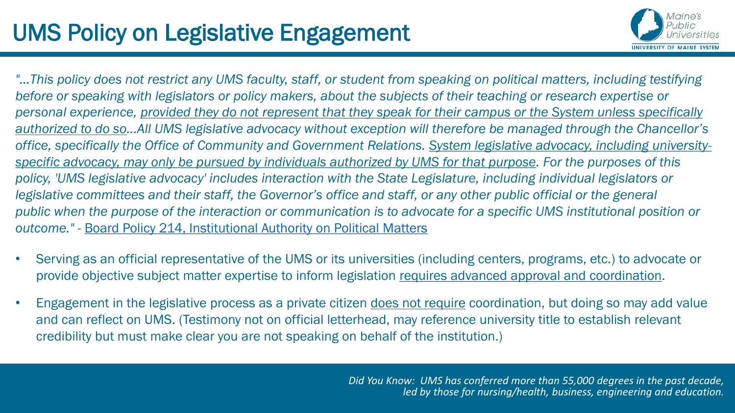# UMS Policy on Legislative Engagement

*"...This policy does not restrict any UMS faculty, staff, or student from speaking on political matters, including testifying before or speaking with legislators or policy makers, about the subjects of their teaching or research expertise or personal experience, provided they do not represent that they speak for their campus or the System unless specifically authorized to do so...All UMS legislative advocacy without exception will therefore be managed through the Chancellor's office, specifically the Office of Community and Government Relations. System legislative advocacy, including university-specific advocacy, may only be pursued by individuals authorized by UMS for that purpose. For the purposes of this policy, 'UMS legislative advocacy' includes interaction with the State Legislature, including individual legislators or legislative committees and their staff, the Governor's office and staff, or any other public official or the general public when the purpose of the interaction or communication is to advocate for a specific UMS institutional position or outcome."* - Board Policy 214, Institutional Authority on Political Matters

- Serving as an official representative of the UMS or its universities (including centers, programs, etc.) to advocate or provide objective subject matter expertise to inform legislation requires advanced approval and coordination.
- Engagement in the legislative process as a private citizen does not require coordination, but doing so may add value and can reflect on UMS. (Testimony not on official letterhead, may reference university title to establish relevant credibility but must make clear you are not speaking on behalf of the institution.)

*Did You Know: UMS has conferred more than 55,000 degrees in the past decade, led by those for nursing/health, business, engineering and education.*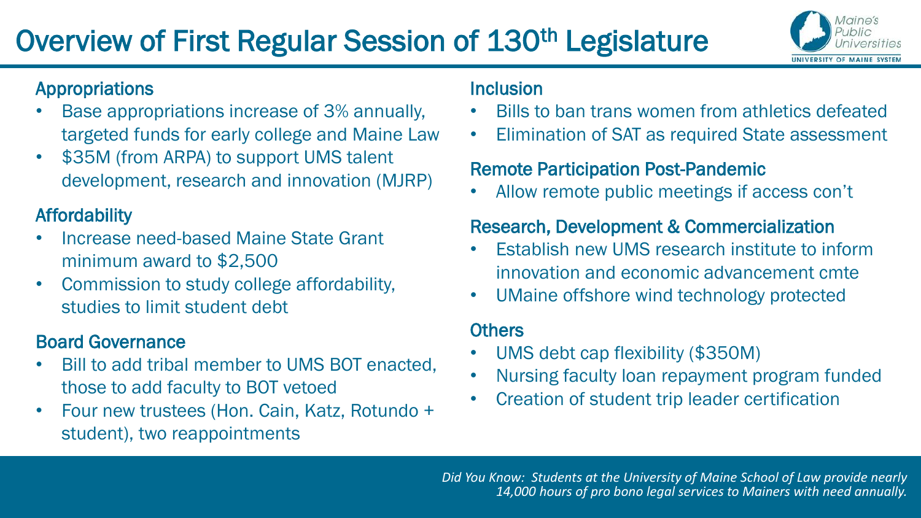# Overview of First Regular Session of 130th Legislature

## Appropriations

- Base appropriations increase of 3% annually, targeted funds for early college and Maine Law
- $35M (from ARPA) to support UMS talent development, research and innovation (MJRP)

## Affordability

- Increase need-based Maine State Grant minimum award to $2,500
- Commission to study college affordability, studies to limit student debt

## Board Governance

- Bill to add tribal member to UMS BOT enacted, those to add faculty to BOT vetoed
- Four new trustees (Hon. Cain, Katz, Rotundo + student), two reappointments

## Inclusion

- Bills to ban trans women from athletics defeated
- Elimination of SAT as required State assessment

## Remote Participation Post-Pandemic

- Allow remote public meetings if access con't

## Research, Development & Commercialization

- Establish new UMS research institute to inform innovation and economic advancement cmte
- UMaine offshore wind technology protected

## Others

- UMS debt cap flexibility ($350M)
- Nursing faculty loan repayment program funded
- Creation of student trip leader certification

*Did You Know: Students at the University of Maine School of Law provide nearly 14,000 hours of pro bono legal services to Mainers with need annually.*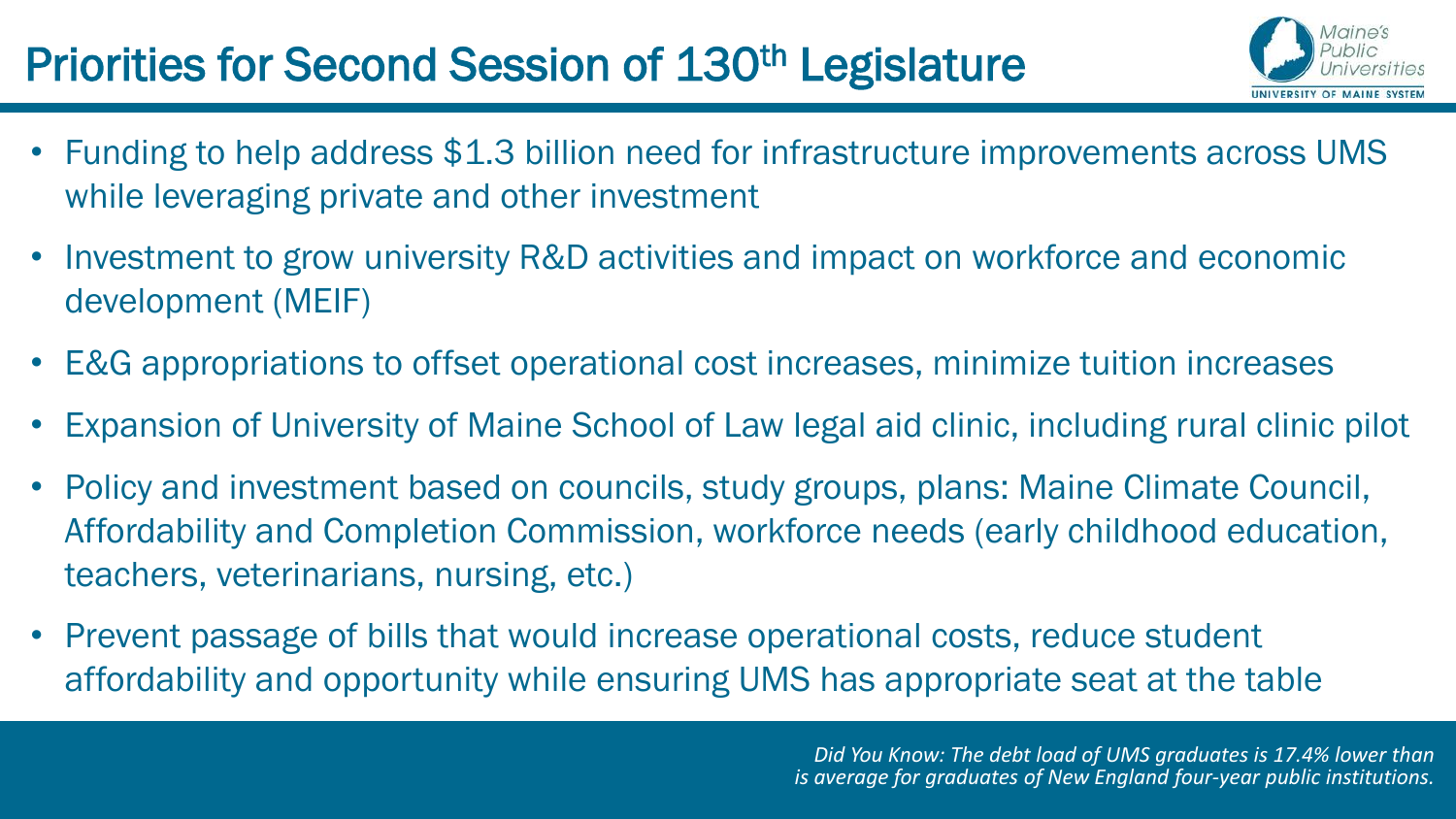# Priorities for Second Session of 130th Legislature

- Funding to help address $1.3 billion need for infrastructure improvements across UMS while leveraging private and other investment
- Investment to grow university R&D activities and impact on workforce and economic development (MEIF)
- E&G appropriations to offset operational cost increases, minimize tuition increases
- Expansion of University of Maine School of Law legal aid clinic, including rural clinic pilot
- Policy and investment based on councils, study groups, plans: Maine Climate Council, Affordability and Completion Commission, workforce needs (early childhood education, teachers, veterinarians, nursing, etc.)
- Prevent passage of bills that would increase operational costs, reduce student affordability and opportunity while ensuring UMS has appropriate seat at the table

*Did You Know: The debt load of UMS graduates is 17.4% lower than is average for graduates of New England four-year public institutions.*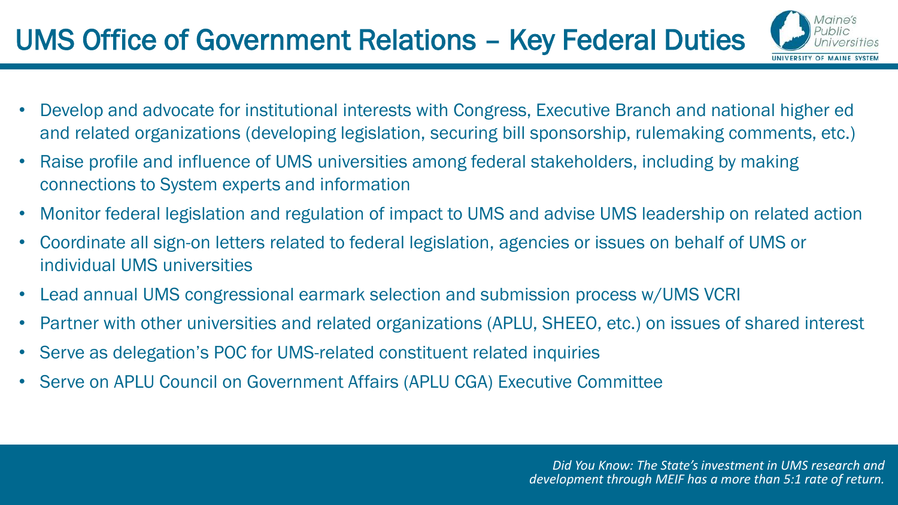# UMS Office of Government Relations – Key Federal Duties

- Develop and advocate for institutional interests with Congress, Executive Branch and national higher ed and related organizations (developing legislation, securing bill sponsorship, rulemaking comments, etc.)
- Raise profile and influence of UMS universities among federal stakeholders, including by making connections to System experts and information
- Monitor federal legislation and regulation of impact to UMS and advise UMS leadership on related action
- Coordinate all sign-on letters related to federal legislation, agencies or issues on behalf of UMS or individual UMS universities
- Lead annual UMS congressional earmark selection and submission process w/UMS VCRI
- Partner with other universities and related organizations (APLU, SHEEO, etc.) on issues of shared interest
- Serve as delegation's POC for UMS-related constituent related inquiries
- Serve on APLU Council on Government Affairs (APLU CGA) Executive Committee

*Did You Know: The State's investment in UMS research and development through MEIF has a more than 5:1 rate of return.*